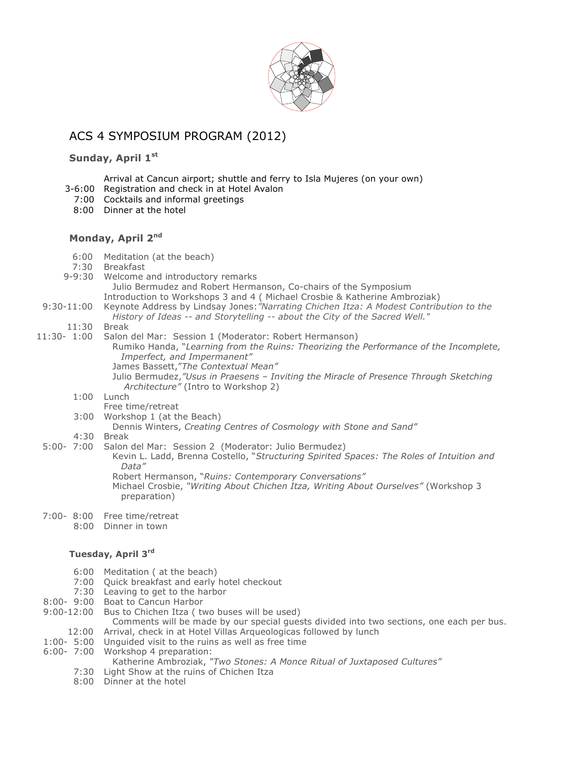# ACS 4 SYMPOSIUM PROGRAM (2012)

## Sunday, April 1st

| | |
|---|---|
| | Arrival at Cancun airport; shuttle and ferry to Isla Mujeres (on your own) |
| 3-6:00 | Registration and check in at Hotel Avalon |
| 7:00 | Cocktails and informal greetings |
| 8:00 | Dinner at the hotel |

## Monday, April 2nd

| | |
|---|---|
| 6:00 | Meditation (at the beach) |
| 7:30 | Breakfast |
| 9-9:30 | Welcome and introductory remarks<br>Julio Bermudez and Robert Hermanson, Co-chairs of the Symposium<br>Introduction to Workshops 3 and 4 ( Michael Crosbie & Katherine Ambroziak) |
| 9:30-11:00 | Keynote Address by Lindsay Jones: *"Narrating Chichen Itza: A Modest Contribution to the History of Ideas -- and Storytelling -- about the City of the Sacred Well."* |
| 11:30 | Break |
| 11:30- 1:00 | Salon del Mar: Session 1 (Moderator: Robert Hermanson)<br>Rumiko Handa, "*Learning from the Ruins: Theorizing the Performance of the Incomplete, Imperfect, and Impermanent"*<br>James Bassett,"*The Contextual Mean"*<br>Julio Bermudez,*"Usus in Praesens – Inviting the Miracle of Presence Through Sketching Architecture"* (Intro to Workshop 2) |
| 1:00 | Lunch<br>Free time/retreat |
| 3:00 | Workshop 1 (at the Beach)<br>Dennis Winters, *Creating Centres of Cosmology with Stone and Sand"* |
| 4:30 | Break |
| 5:00- 7:00 | Salon del Mar: Session 2 (Moderator: Julio Bermudez)<br>Kevin L. Ladd, Brenna Costello, "*Structuring Spirited Spaces: The Roles of Intuition and Data"*<br>Robert Hermanson, "*Ruins: Contemporary Conversations"*<br>Michael Crosbie, *"Writing About Chichen Itza, Writing About Ourselves"* (Workshop 3 preparation) |
| 7:00- 8:00 | Free time/retreat |
| 8:00 | Dinner in town |

## Tuesday, April 3rd

| | |
|---|---|
| 6:00 | Meditation ( at the beach) |
| 7:00 | Quick breakfast and early hotel checkout |
| 7:30 | Leaving to get to the harbor |
| 8:00- 9:00 | Boat to Cancun Harbor |
| 9:00-12:00 | Bus to Chichen Itza ( two buses will be used)<br>Comments will be made by our special guests divided into two sections, one each per bus. |
| 12:00 | Arrival, check in at Hotel Villas Arqueologicas followed by lunch |
| 1:00- 5:00 | Unguided visit to the ruins as well as free time |
| 6:00- 7:00 | Workshop 4 preparation:<br>Katherine Ambroziak, *"Two Stones: A Monce Ritual of Juxtaposed Cultures"* |
| 7:30 | Light Show at the ruins of Chichen Itza |
| 8:00 | Dinner at the hotel |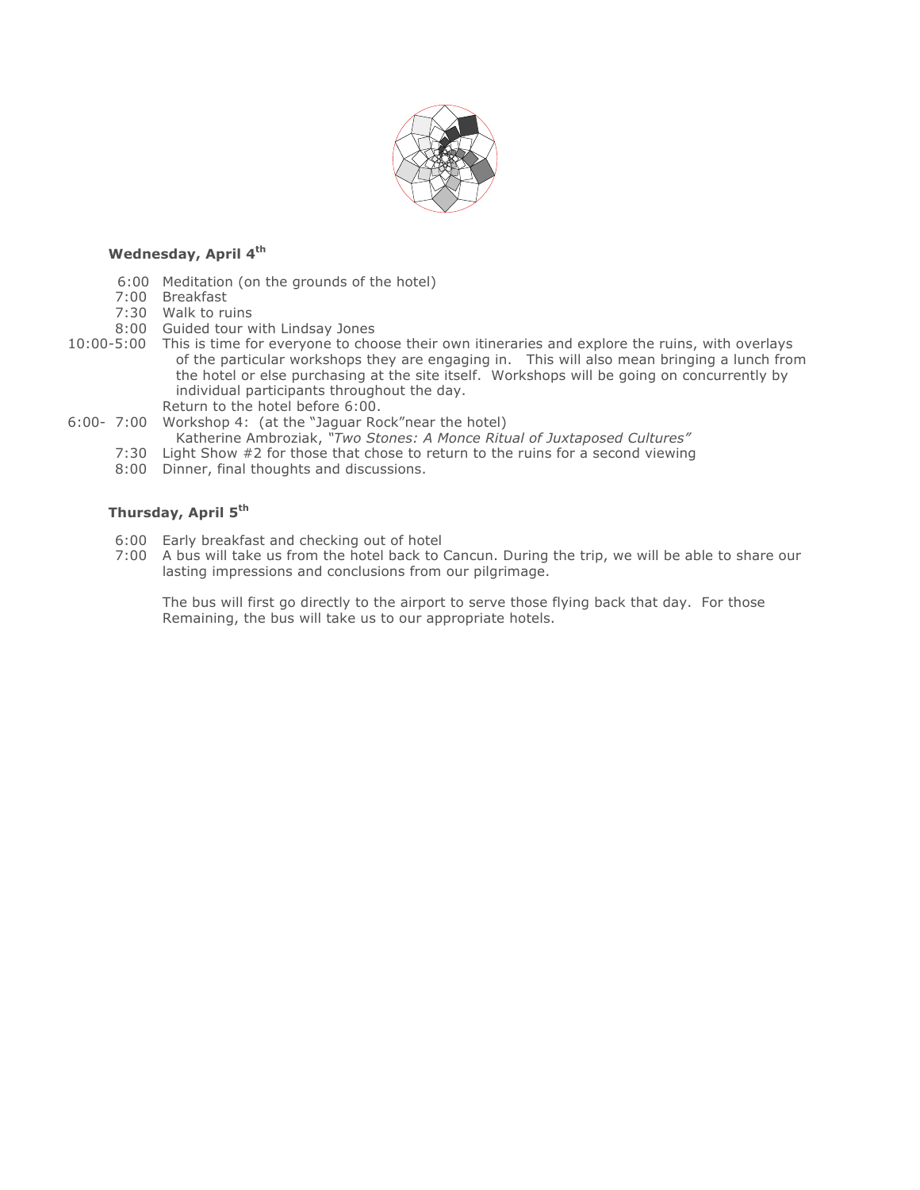**Wednesday, April 4th**

6:00 Meditation (on the grounds of the hotel)
7:00 Breakfast
7:30 Walk to ruins
8:00 Guided tour with Lindsay Jones
10:00-5:00 This is time for everyone to choose their own itineraries and explore the ruins, with overlays of the particular workshops they are engaging in. This will also mean bringing a lunch from the hotel or else purchasing at the site itself. Workshops will be going on concurrently by individual participants throughout the day.
Return to the hotel before 6:00.
6:00- 7:00 Workshop 4: (at the "Jaguar Rock"near the hotel)
Katherine Ambroziak, *"Two Stones: A Monce Ritual of Juxtaposed Cultures"*
7:30 Light Show #2 for those that chose to return to the ruins for a second viewing
8:00 Dinner, final thoughts and discussions.

**Thursday, April 5th**

6:00 Early breakfast and checking out of hotel
7:00 A bus will take us from the hotel back to Cancun. During the trip, we will be able to share our lasting impressions and conclusions from our pilgrimage.

The bus will first go directly to the airport to serve those flying back that day. For those Remaining, the bus will take us to our appropriate hotels.